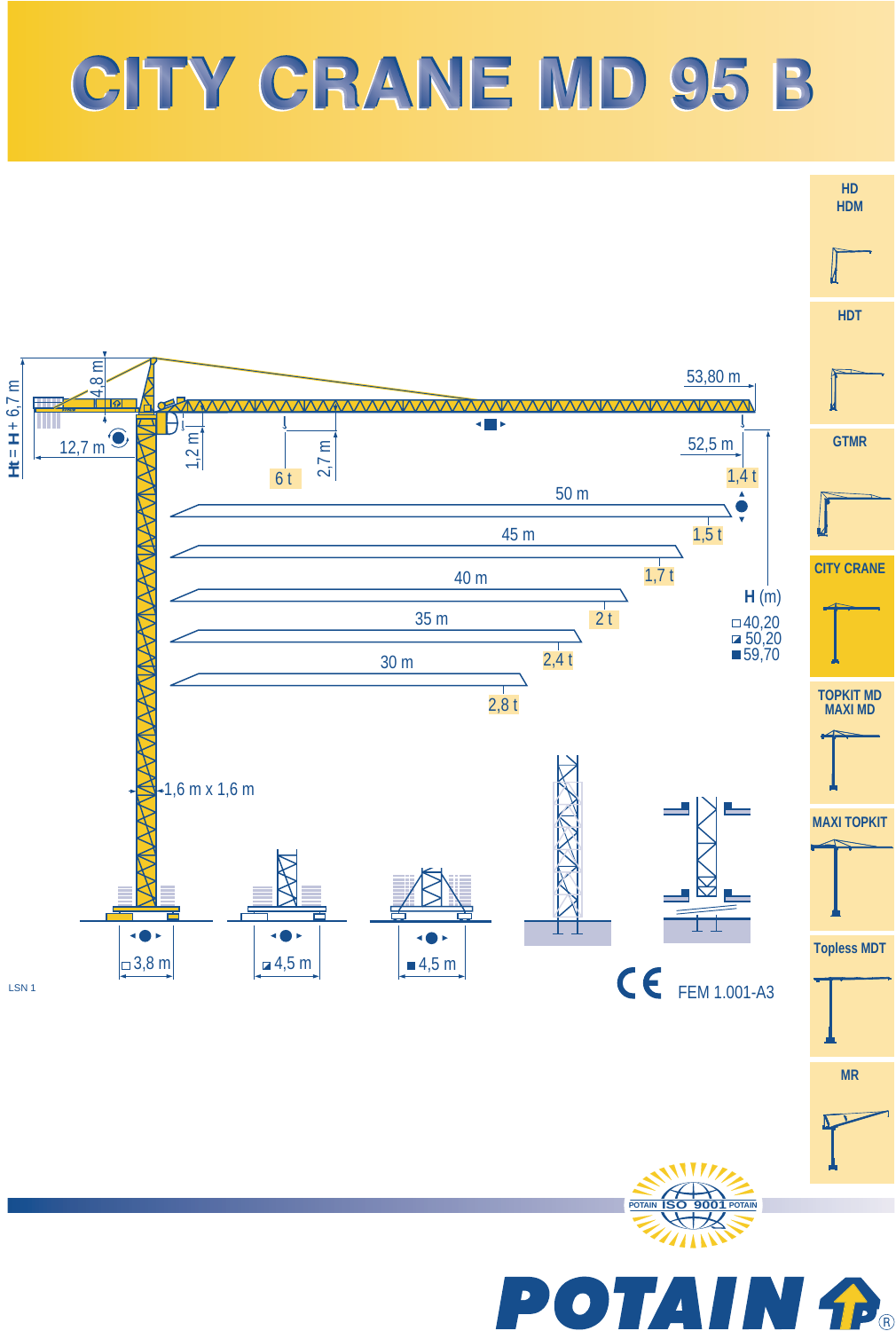# CITY CRANE MD 95 B

- HD HDM
- HDT
- GTMR
- CITY CRANE
- TOPKIT MD MAXI MD
- MAXI TOPKIT
- Topless MDT
- MR

Ht = H + 6,7 m

4,8 m

12,7 m

1,2 m

2,7 m

6 t

53,80 m

52,5 m

1,4 t

| Jib length | Load at tip |
|---|---|
| 50 m | 1,5 t |
| 45 m | 1,7 t |
| 40 m | 2 t |
| 35 m | 2,4 t |
| 30 m | 2,8 t |

H (m)

- □ 40,20
- ◪ 50,20
- ■ 59,70

1,6 m x 1,6 m

□ 3,8 m

◪ 4,5 m

■ 4,5 m

LSN 1

CE FEM 1.001-A3

POTAIN ISO 9001 POTAIN

POTAIN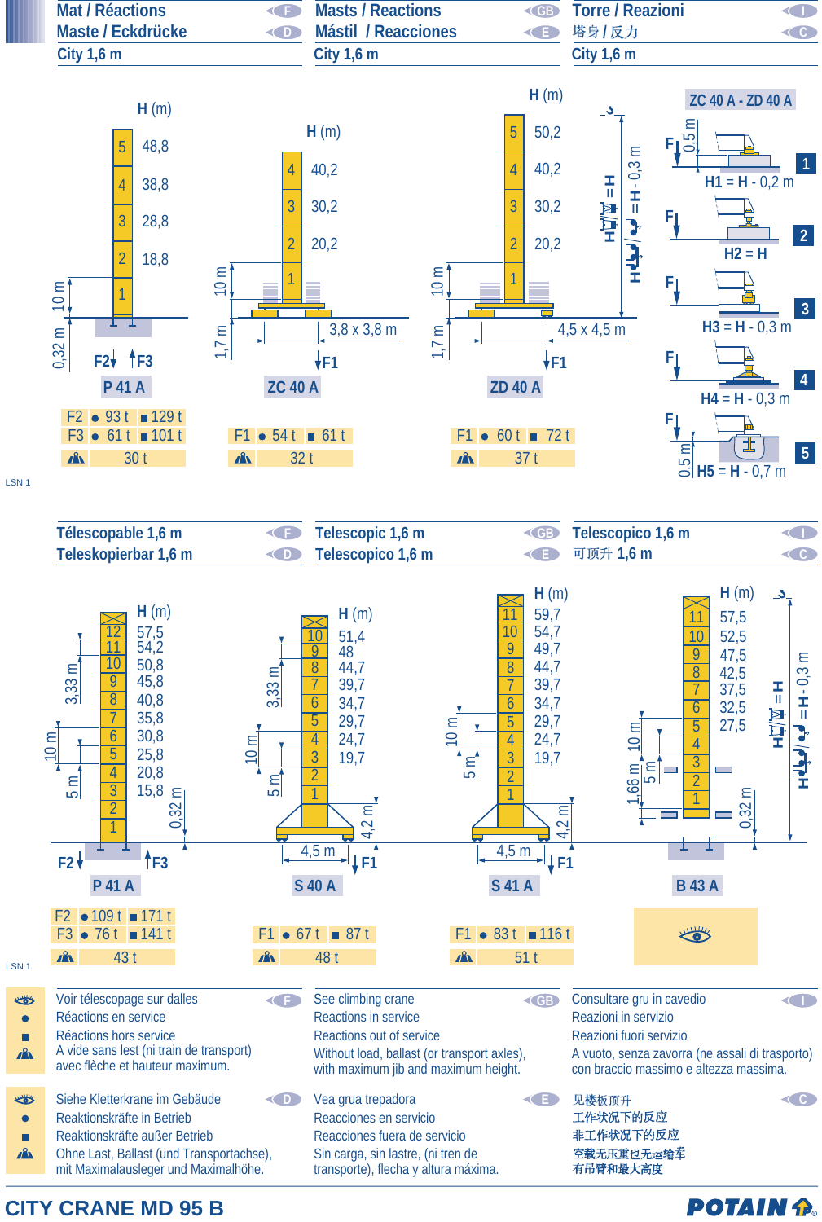## Mat / Réactions (F) · Maste / Eckdrücke (D) · Masts / Reactions (GB) · Mástil / Reacciones (E) · Torre / Reazioni (I) · 塔身 / 反力 (C)

### City 1,6 m

**P 41 A**

| H (m) | Section |
|---|---|
| 48,8 | 5 |
| 38,8 | 4 |
| 28,8 | 3 |
| 18,8 | 2 |
| | 1 |

10 m · 0,32 m · F2 · F3

| | ● | ■ |
|---|---|---|
| F2 | 93 t | 129 t |
| F3 | 61 t | 101 t |
| (no load) | 30 t | |

**ZC 40 A**

| H (m) | Section |
|---|---|
| 40,2 | 4 |
| 30,2 | 3 |
| 20,2 | 2 |
| | 1 |

10 m · 1,7 m · 3,8 x 3,8 m · F1

| | ● | ■ |
|---|---|---|
| F1 | 54 t | 61 t |
| (no load) | 32 t | |

**ZD 40 A**

| H (m) | Section |
|---|---|
| 50,2 | 5 |
| 40,2 | 4 |
| 30,2 | 3 |
| 20,2 | 2 |
| | 1 |

10 m · 1,7 m · 4,5 x 4,5 m · F1 · H = H - 0,3 m

| | ● | ■ |
|---|---|---|
| F1 | 60 t | 72 t |
| (no load) | 37 t | |

**ZC 40 A - ZD 40 A**

1. H1 = H - 0,2 m (0,5 m)
2. H2 = H
3. H3 = H - 0,3 m
4. H4 = H - 0,3 m
5. H5 = H - 0,7 m (0,5 m)

LSN 1

## Télescopable 1,6 m (F) · Teleskopierbar 1,6 m (D) · Telescopic 1,6 m (GB) · Telescopico 1,6 m (E) · Telescopico 1,6 m (I) · 可顶升 1,6 m (C)

**P 41 A**

| H (m) | Section |
|---|---|
| 57,5 | 12 |
| 54,2 | 11 |
| 50,8 | 10 |
| 45,8 | 9 |
| 40,8 | 8 |
| 35,8 | 7 |
| 30,8 | 6 |
| 25,8 | 5 |
| 20,8 | 4 |
| 15,8 | 3 |
| | 2 |
| | 1 |

3,33 m · 10 m · 5 m · 0,32 m · F2 · F3

| | ● | ■ |
|---|---|---|
| F2 | 109 t | 171 t |
| F3 | 76 t | 141 t |
| (no load) | 43 t | |

**S 40 A**

| H (m) | Section |
|---|---|
| 51,4 | 10 |
| 48 | 9 |
| 44,7 | 8 |
| 39,7 | 7 |
| 34,7 | 6 |
| 29,7 | 5 |
| 24,7 | 4 |
| 19,7 | 3 |
| | 2 |
| | 1 |

3,33 m · 10 m · 5 m · 4,2 m · 4,5 m · F1

| | ● | ■ |
|---|---|---|
| F1 | 67 t | 87 t |
| (no load) | 48 t | |

**S 41 A**

| H (m) | Section |
|---|---|
| 59,7 | 11 |
| 54,7 | 10 |
| 49,7 | 9 |
| 44,7 | 8 |
| 39,7 | 7 |
| 34,7 | 6 |
| 29,7 | 5 |
| 24,7 | 4 |
| 19,7 | 3 |
| | 2 |
| | 1 |

10 m · 5 m · 4,2 m · 4,5 m · F1

| | ● | ■ |
|---|---|---|
| F1 | 83 t | 116 t |
| (no load) | 51 t | |

**B 43 A**

| H (m) | Section |
|---|---|
| 57,5 | 11 |
| 52,5 | 10 |
| 47,5 | 9 |
| 42,5 | 8 |
| 37,5 | 7 |
| 32,5 | 6 |
| 27,5 | 5 |
| | 4 |
| | 3 |
| | 2 |
| | 1 |

10 m · 5 m · 1,66 m · 0,32 m · H = H - 0,3 m

(see climbing crane)

LSN 1

**(F)**
- 👁 Voir télescopage sur dalles
- ● Réactions en service
- ■ Réactions hors service
- A vide sans lest (ni train de transport) avec flèche et hauteur maximum.

**(GB)**
- 👁 See climbing crane
- ● Reactions in service
- ■ Reactions out of service
- Without load, ballast (or transport axles), with maximum jib and maximum height.

**(I)**
- 👁 Consultare gru in cavedio
- ● Reazioni in servizio
- ■ Reazioni fuori servizio
- A vuoto, senza zavorra (ne assali di trasporto) con braccio massimo e altezza massima.

**(D)**
- 👁 Siehe Kletterkrane im Gebäude
- ● Reaktionskräfte in Betrieb
- ■ Reaktionskräfte außer Betrieb
- Ohne Last, Ballast (und Transportachse), mit Maximalausleger und Maximalhöhe.

**(E)**
- 👁 Vea grua trepadora
- ● Reacciones en servicio
- ■ Reacciones fuera de servicio
- Sin carga, sin lastre, (ni tren de transporte), flecha y altura máxima.

**(C)**
- 👁 见楼板顶升
- ● 工作状况下的反应
- ■ 非工作状况下的反应
- 空载无压重也无运输车 有吊臂和最大高度

CITY CRANE MD 95 B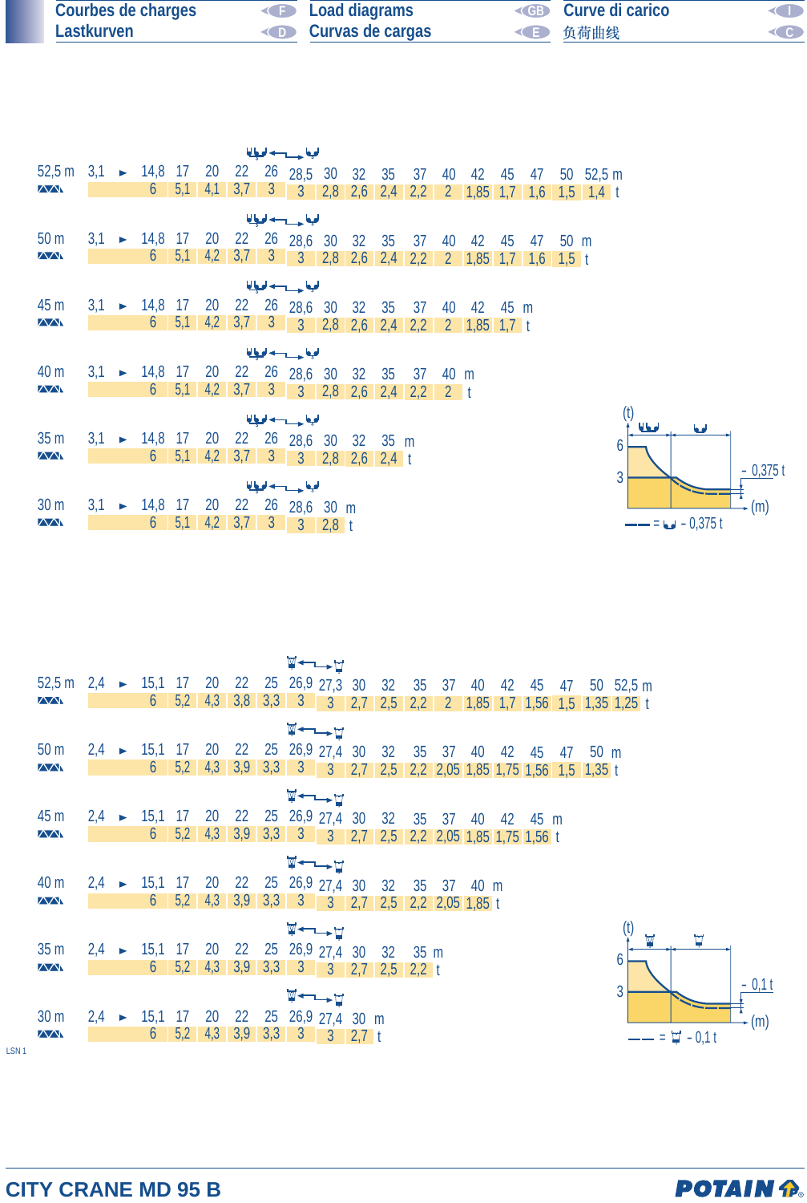# Courbes de charges / Lastkurven / Load diagrams / Curvas de cargas / Curve di carico / 负荷曲线

| Jib | 3,1 | ► | 14,8 | 17 | 20 | 22 | 26 | 28,5 | 30 | 32 | 35 | 37 | 40 | 42 | 45 | 47 | 50 | 52,5 m |
|---|---|---|---|---|---|---|---|---|---|---|---|---|---|---|---|---|---|---|
| 52,5 m | | | 6 | 5,1 | 4,1 | 3,7 | 3 | 3 | 2,8 | 2,6 | 2,4 | 2,2 | 2 | 1,85 | 1,7 | 1,6 | 1,5 | 1,4 t |

| Jib | 3,1 | ► | 14,8 | 17 | 20 | 22 | 26 | 28,6 | 30 | 32 | 35 | 37 | 40 | 42 | 45 | 47 | 50 m |
|---|---|---|---|---|---|---|---|---|---|---|---|---|---|---|---|---|---|
| 50 m | | | 6 | 5,1 | 4,2 | 3,7 | 3 | 3 | 2,8 | 2,6 | 2,4 | 2,2 | 2 | 1,85 | 1,7 | 1,6 | 1,5 t |

| Jib | 3,1 | ► | 14,8 | 17 | 20 | 22 | 26 | 28,6 | 30 | 32 | 35 | 37 | 40 | 42 | 45 m |
|---|---|---|---|---|---|---|---|---|---|---|---|---|---|---|---|
| 45 m | | | 6 | 5,1 | 4,2 | 3,7 | 3 | 3 | 2,8 | 2,6 | 2,4 | 2,2 | 2 | 1,85 | 1,7 t |

| Jib | 3,1 | ► | 14,8 | 17 | 20 | 22 | 26 | 28,6 | 30 | 32 | 35 | 37 | 40 m |
|---|---|---|---|---|---|---|---|---|---|---|---|---|---|
| 40 m | | | 6 | 5,1 | 4,2 | 3,7 | 3 | 3 | 2,8 | 2,6 | 2,4 | 2,2 | 2 t |

| Jib | 3,1 | ► | 14,8 | 17 | 20 | 22 | 26 | 28,6 | 30 | 32 | 35 m |
|---|---|---|---|---|---|---|---|---|---|---|---|
| 35 m | | | 6 | 5,1 | 4,2 | 3,7 | 3 | 3 | 2,8 | 2,6 | 2,4 t |

| Jib | 3,1 | ► | 14,8 | 17 | 20 | 22 | 26 | 28,6 | 30 m |
|---|---|---|---|---|---|---|---|---|---|
| 30 m | | | 6 | 5,1 | 4,2 | 3,7 | 3 | 3 | 2,8 t |

(t) 6, 3 — (m) — - 0,375 t

—— = - 0,375 t

| Jib | 2,4 | ► | 15,1 | 17 | 20 | 22 | 25 | 26,9 | 27,3 | 30 | 32 | 35 | 37 | 40 | 42 | 45 | 47 | 50 | 52,5 m |
|---|---|---|---|---|---|---|---|---|---|---|---|---|---|---|---|---|---|---|---|
| 52,5 m | | | 6 | 5,2 | 4,3 | 3,8 | 3,3 | 3 | 3 | 2,7 | 2,5 | 2,2 | 2 | 1,85 | 1,7 | 1,56 | 1,5 | 1,35 | 1,25 t |

| Jib | 2,4 | ► | 15,1 | 17 | 20 | 22 | 25 | 26,9 | 27,4 | 30 | 32 | 35 | 37 | 40 | 42 | 45 | 47 | 50 m |
|---|---|---|---|---|---|---|---|---|---|---|---|---|---|---|---|---|---|---|
| 50 m | | | 6 | 5,2 | 4,3 | 3,9 | 3,3 | 3 | 3 | 2,7 | 2,5 | 2,2 | 2,05 | 1,85 | 1,75 | 1,56 | 1,5 | 1,35 t |

| Jib | 2,4 | ► | 15,1 | 17 | 20 | 22 | 25 | 26,9 | 27,4 | 30 | 32 | 35 | 37 | 40 | 42 | 45 m |
|---|---|---|---|---|---|---|---|---|---|---|---|---|---|---|---|---|
| 45 m | | | 6 | 5,2 | 4,3 | 3,9 | 3,3 | 3 | 3 | 2,7 | 2,5 | 2,2 | 2,05 | 1,85 | 1,75 | 1,56 t |

| Jib | 2,4 | ► | 15,1 | 17 | 20 | 22 | 25 | 26,9 | 27,4 | 30 | 32 | 35 | 37 | 40 m |
|---|---|---|---|---|---|---|---|---|---|---|---|---|---|---|
| 40 m | | | 6 | 5,2 | 4,3 | 3,9 | 3,3 | 3 | 3 | 2,7 | 2,5 | 2,2 | 2,05 | 1,85 t |

| Jib | 2,4 | ► | 15,1 | 17 | 20 | 22 | 25 | 26,9 | 27,4 | 30 | 32 | 35 m |
|---|---|---|---|---|---|---|---|---|---|---|---|---|
| 35 m | | | 6 | 5,2 | 4,3 | 3,9 | 3,3 | 3 | 3 | 2,7 | 2,5 | 2,2 t |

| Jib | 2,4 | ► | 15,1 | 17 | 20 | 22 | 25 | 26,9 | 27,4 | 30 m |
|---|---|---|---|---|---|---|---|---|---|---|
| 30 m | | | 6 | 5,2 | 4,3 | 3,9 | 3,3 | 3 | 3 | 2,7 t |

(t) 6, 3 — (m) — - 0,1 t

—— = - 0,1 t

LSN 1

CITY CRANE MD 95 B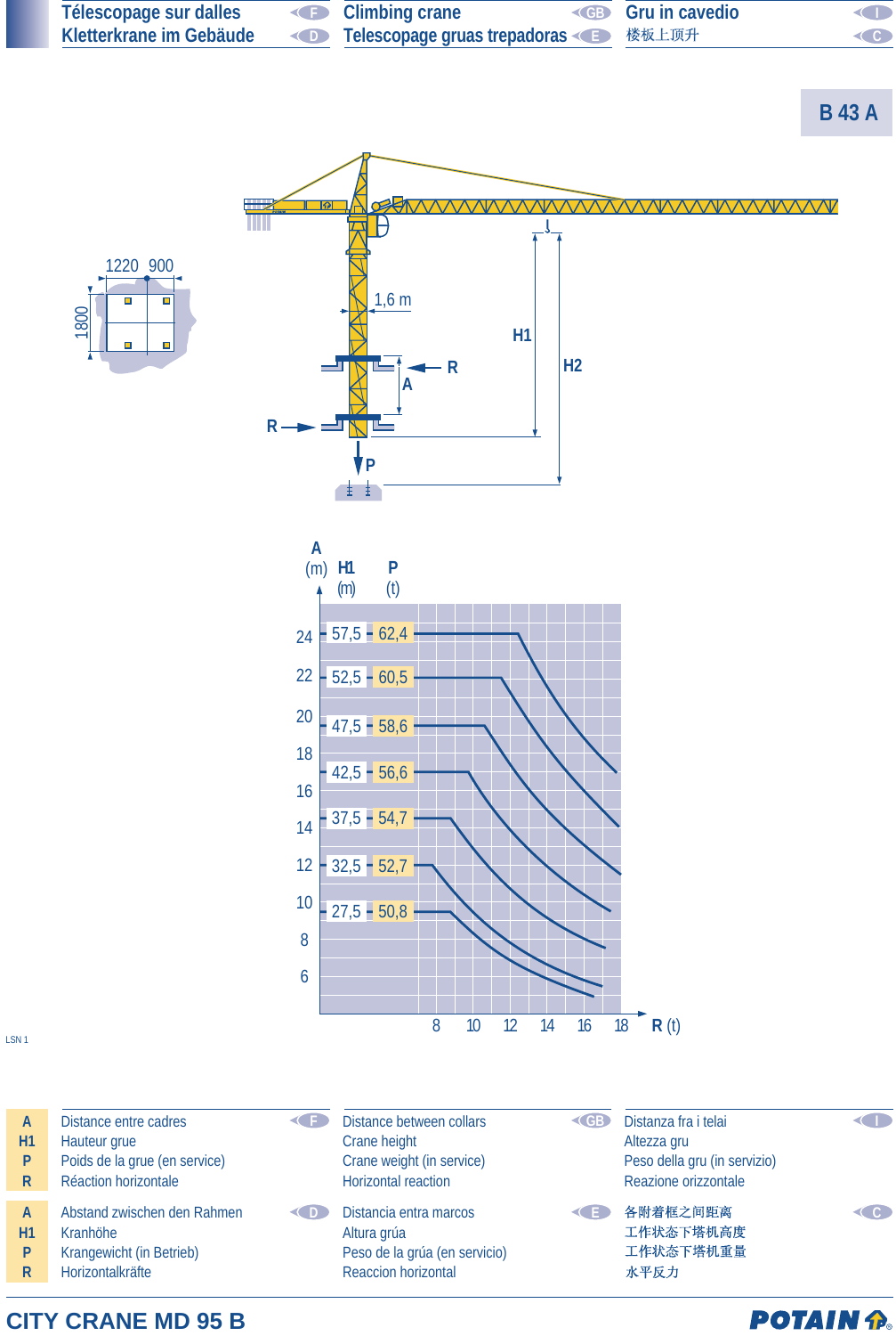| | | |
|---|---|---|
| Télescopage sur dalles (F) | Climbing crane (GB) | Gru in cavedio (I) |
| Kletterkrane im Gebäude (D) | Telescopage gruas trepadoras (E) | 楼板上顶升 (C) |

**B 43 A**

1220 900

1800

1,6 m

H1 H2

R A R

P

| A (m) | H1 (m) | P (t) |
|---|---|---|
| 24 | 57,5 | 62,4 |
| 22 | 52,5 | 60,5 |
| 20 | 47,5 | 58,6 |
| 18 | 42,5 | 56,6 |
| 16 | 37,5 | 54,7 |
| 12 | 32,5 | 52,7 |
| 10 | 27,5 | 50,8 |

R (t): 8 10 12 14 16 18

LSN 1

| | F | GB | I |
|---|---|---|---|
| A | Distance entre cadres | Distance between collars | Distanza fra i telai |
| H1 | Hauteur grue | Crane height | Altezza gru |
| P | Poids de la grue (en service) | Crane weight (in service) | Peso della gru (in servizio) |
| R | Réaction horizontale | Horizontal reaction | Reazione orizzontale |

| | D | E | C |
|---|---|---|---|
| A | Abstand zwischen den Rahmen | Distancia entra marcos | 各附着框之间距离 |
| H1 | Kranhöhe | Altura grúa | 工作状态下塔机高度 |
| P | Krangewicht (in Betrieb) | Peso de la grúa (en servicio) | 工作状态下塔机重量 |
| R | Horizontalkräfte | Reaccion horizontal | 水平反力 |

**CITY CRANE MD 95 B**

POTAIN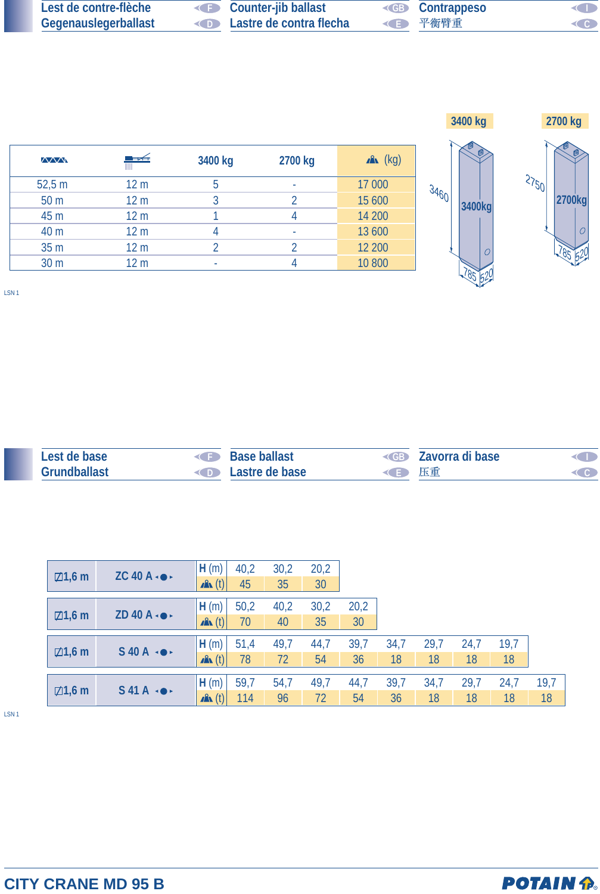## Lest de contre-flèche / Gegenauslegerballast / Counter-jib ballast / Lastre de contra flecha / Contrappeso / 平衡臂重

| Jib (m) | Counter-jib (m) | 3400 kg | 2700 kg | (kg) |
|---|---|---|---|---|
| 52,5 m | 12 m | 5 | - | 17 000 |
| 50 m | 12 m | 3 | 2 | 15 600 |
| 45 m | 12 m | 1 | 4 | 14 200 |
| 40 m | 12 m | 4 | - | 13 600 |
| 35 m | 12 m | 2 | 2 | 12 200 |
| 30 m | 12 m | - | 4 | 10 800 |

3400 kg: 3460 × 785 × 520

2700 kg: 2750 × 785 × 520

LSN 1

## Lest de base / Grundballast / Base ballast / Lastre de base / Zavorra di base / 压重

| ▢1,6 m | ZC 40 A | | | | | | | | | |
|---|---|---|---|---|---|---|---|---|---|---|
| | | H (m) | 40,2 | 30,2 | 20,2 | | | | | |
| | | (t) | 45 | 35 | 30 | | | | | |

| ▢1,6 m | ZD 40 A | | | | | | | | | |
|---|---|---|---|---|---|---|---|---|---|---|
| | | H (m) | 50,2 | 40,2 | 30,2 | 20,2 | | | | |
| | | (t) | 70 | 40 | 35 | 30 | | | | |

| ▢1,6 m | S 40 A | | | | | | | | | |
|---|---|---|---|---|---|---|---|---|---|---|
| | | H (m) | 51,4 | 49,7 | 44,7 | 39,7 | 34,7 | 29,7 | 24,7 | 19,7 |
| | | (t) | 78 | 72 | 54 | 36 | 18 | 18 | 18 | 18 |

| ▢1,6 m | S 41 A | | | | | | | | | | |
|---|---|---|---|---|---|---|---|---|---|---|---|
| | | H (m) | 59,7 | 54,7 | 49,7 | 44,7 | 39,7 | 34,7 | 29,7 | 24,7 | 19,7 |
| | | (t) | 114 | 96 | 72 | 54 | 36 | 18 | 18 | 18 | 18 |

LSN 1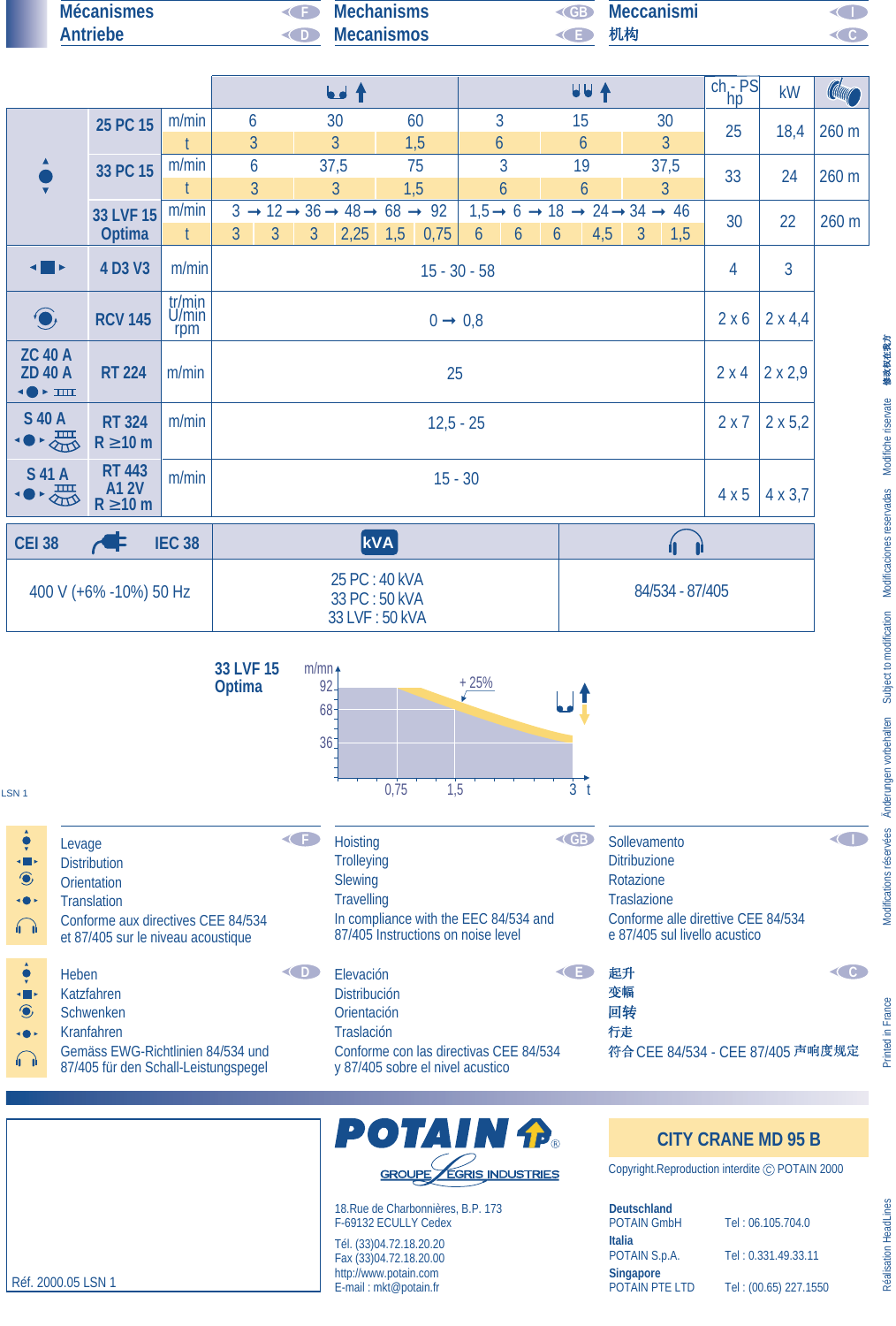# Mécanismes (F) / Mechanisms (GB) / Meccanismi (I) / Antriebe (D) / Mecanismos (E) / 机构 (C)

| | | | Single fall ↑ | | | Double fall ↑ | | | ch - PS hp | kW | Drum |
|---|---|---|---|---|---|---|---|---|---|---|---|
| Hoisting | 25 PC 15 | m/min | 6 | 30 | 60 | 3 | 15 | 30 | 25 | 18,4 | 260 m |
| | | t | 3 | 3 | 1,5 | 6 | 6 | 3 | | | |
| | 33 PC 15 | m/min | 6 | 37,5 | 75 | 3 | 19 | 37,5 | 33 | 24 | 260 m |
| | | t | 3 | 3 | 1,5 | 6 | 6 | 3 | | | |
| | 33 LVF 15 Optima | m/min | 3 → 12 → 36 → 48 → 68 → 92 | | | 1,5 → 6 → 18 → 24 → 34 → 46 | | | 30 | 22 | 260 m |
| | | t | 3 - 3 - 3 - 2,25 - 1,5 - 0,75 | | | 6 - 6 - 6 - 4,5 - 3 - 1,5 | | | | | |
| Trolleying | 4 D3 V3 | m/min | 15 - 30 - 58 | | | | | | 4 | 3 | |
| Slewing | RCV 145 | tr/min U/min rpm | 0 → 0,8 | | | | | | 2 x 6 | 2 x 4,4 | |
| ZC 40 A / ZD 40 A | RT 224 | m/min | 25 | | | | | | 2 x 4 | 2 x 2,9 | |
| S 40 A | RT 324 R ≥10 m | m/min | 12,5 - 25 | | | | | | 2 x 7 | 2 x 5,2 | |
| S 41 A | RT 443 A1 2V R ≥10 m | m/min | 15 - 30 | | | | | | 4 x 5 | 4 x 3,7 | |

| CEI 38 — IEC 38 | kVA | Noise |
|---|---|---|
| 400 V (+6% -10%) 50 Hz | 25 PC : 40 kVA<br>33 PC : 50 kVA<br>33 LVF : 50 kVA | 84/534 - 87/405 |

**33 LVF 15 Optima**

m/min
92
68
36
+ 25%
0,75
1,5
3 t

LSN 1

| | | | |
|---|---|---|---|
| **F** | **GB** | **I** | |
| Levage | Hoisting | Sollevamento | |
| Distribution | Trolleying | Ditribuzione | |
| Orientation | Slewing | Rotazione | |
| Translation | Travelling | Traslazione | |
| Conforme aux directives CEE 84/534 et 87/405 sur le niveau acoustique | In compliance with the EEC 84/534 and 87/405 Instructions on noise level | Conforme alle direttive CEE 84/534 e 87/405 sul livello acustico | |

| | | |
|---|---|---|
| **D** | **E** | **C** |
| Heben | Elevación | 起升 |
| Katzfahren | Distribución | 变幅 |
| Schwenken | Orientación | 回转 |
| Kranfahren | Traslación | 行走 |
| Gemäss EWG-Richtlinien 84/534 und 87/405 für den Schall-Leistungspegel | Conforme con las directivas CEE 84/534 y 87/405 sobre el nivel acustico | 符合 CEE 84/534 - CEE 87/405 声响度规定 |

Réf. 2000.05 LSN 1

**POTAIN**
GROUPE LEGRIS INDUSTRIES

18.Rue de Charbonnières, B.P. 173
F-69132 ECULLY Cedex

Tél. (33)04.72.18.20.20
Fax (33)04.72.18.20.00
http://www.potain.com
E-mail : mkt@potain.fr

## CITY CRANE MD 95 B

Copyright.Reproduction interdite © POTAIN 2000

**Deutschland**
POTAIN GmbH — Tel : 06.105.704.0

**Italia**
POTAIN S.p.A. — Tel : 0.331.49.33.11

**Singapore**
POTAIN PTE LTD — Tel : (00.65) 227.1550

Modifications réservées — Anderungen vorbehalten — Subject to modification — Modificaciones reservadas — Modifiche riservate — 修改权在我方

Printed in France

Réalisation HeadLines